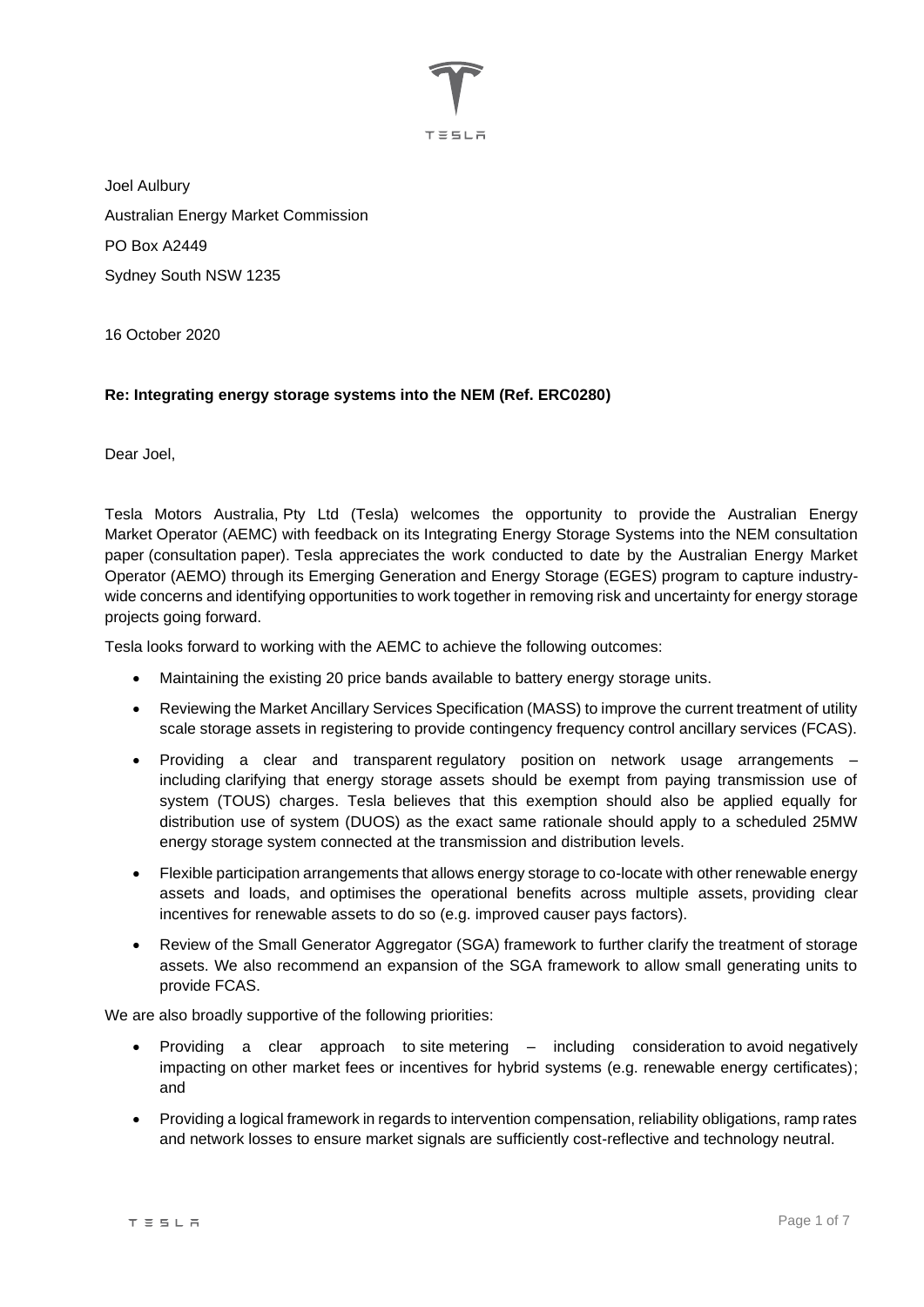Joel Aulbury

Australian Energy Market Commission

PO Box A2449

Sydney South NSW 1235

16 October 2020

**Re: Integrating energy storage systems into the NEM (Ref. ERC0280)**

Dear Joel,

Tesla Motors Australia, Pty Ltd (Tesla) welcomes the opportunity to provide the Australian Energy Market Operator (AEMC) with feedback on its Integrating Energy Storage Systems into the NEM consultation paper (consultation paper). Tesla appreciates the work conducted to date by the Australian Energy Market Operator (AEMO) through its Emerging Generation and Energy Storage (EGES) program to capture industry-wide concerns and identifying opportunities to work together in removing risk and uncertainty for energy storage projects going forward.

Tesla looks forward to working with the AEMC to achieve the following outcomes:

- Maintaining the existing 20 price bands available to battery energy storage units.
- Reviewing the Market Ancillary Services Specification (MASS) to improve the current treatment of utility scale storage assets in registering to provide contingency frequency control ancillary services (FCAS).
- Providing a clear and transparent regulatory position on network usage arrangements – including clarifying that energy storage assets should be exempt from paying transmission use of system (TOUS) charges. Tesla believes that this exemption should also be applied equally for distribution use of system (DUOS) as the exact same rationale should apply to a scheduled 25MW energy storage system connected at the transmission and distribution levels.
- Flexible participation arrangements that allows energy storage to co-locate with other renewable energy assets and loads, and optimises the operational benefits across multiple assets, providing clear incentives for renewable assets to do so (e.g. improved causer pays factors).
- Review of the Small Generator Aggregator (SGA) framework to further clarify the treatment of storage assets. We also recommend an expansion of the SGA framework to allow small generating units to provide FCAS.

We are also broadly supportive of the following priorities:

- Providing a clear approach to site metering – including consideration to avoid negatively impacting on other market fees or incentives for hybrid systems (e.g. renewable energy certificates); and
- Providing a logical framework in regards to intervention compensation, reliability obligations, ramp rates and network losses to ensure market signals are sufficiently cost-reflective and technology neutral.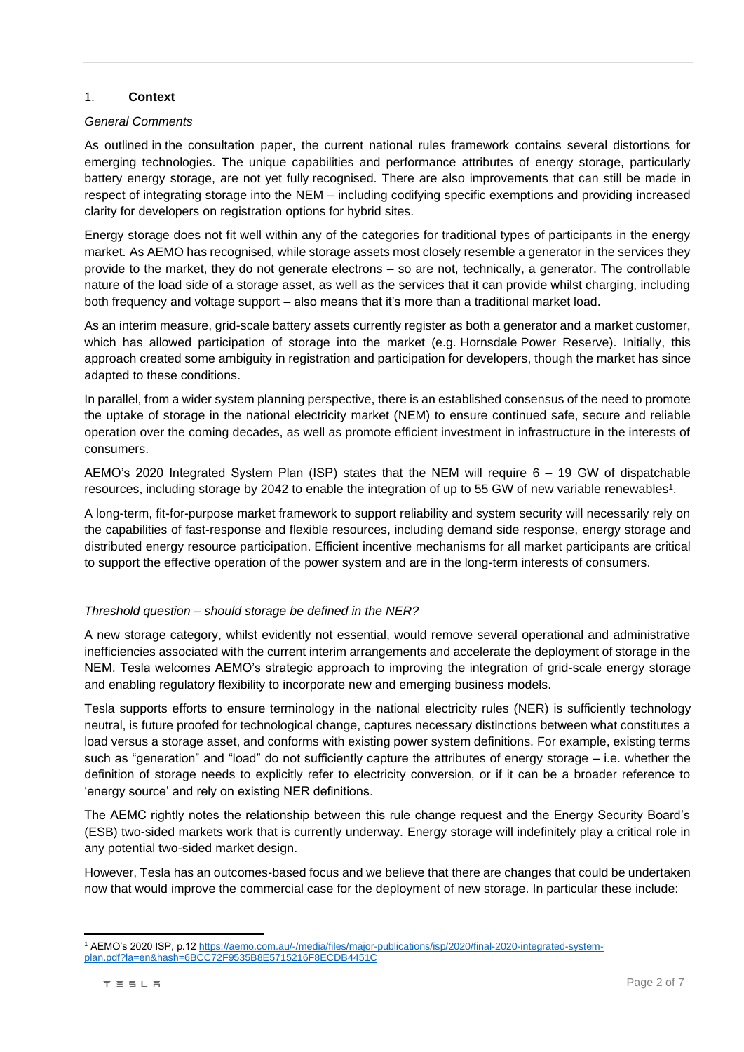## 1. **Context**

*General Comments*

As outlined in the consultation paper, the current national rules framework contains several distortions for emerging technologies. The unique capabilities and performance attributes of energy storage, particularly battery energy storage, are not yet fully recognised. There are also improvements that can still be made in respect of integrating storage into the NEM – including codifying specific exemptions and providing increased clarity for developers on registration options for hybrid sites.

Energy storage does not fit well within any of the categories for traditional types of participants in the energy market. As AEMO has recognised, while storage assets most closely resemble a generator in the services they provide to the market, they do not generate electrons – so are not, technically, a generator. The controllable nature of the load side of a storage asset, as well as the services that it can provide whilst charging, including both frequency and voltage support – also means that it's more than a traditional market load.

As an interim measure, grid-scale battery assets currently register as both a generator and a market customer, which has allowed participation of storage into the market (e.g. Hornsdale Power Reserve). Initially, this approach created some ambiguity in registration and participation for developers, though the market has since adapted to these conditions.

In parallel, from a wider system planning perspective, there is an established consensus of the need to promote the uptake of storage in the national electricity market (NEM) to ensure continued safe, secure and reliable operation over the coming decades, as well as promote efficient investment in infrastructure in the interests of consumers.

AEMO's 2020 Integrated System Plan (ISP) states that the NEM will require 6 – 19 GW of dispatchable resources, including storage by 2042 to enable the integration of up to 55 GW of new variable renewables[1].

A long-term, fit-for-purpose market framework to support reliability and system security will necessarily rely on the capabilities of fast-response and flexible resources, including demand side response, energy storage and distributed energy resource participation. Efficient incentive mechanisms for all market participants are critical to support the effective operation of the power system and are in the long-term interests of consumers.

*Threshold question – should storage be defined in the NER?*

A new storage category, whilst evidently not essential, would remove several operational and administrative inefficiencies associated with the current interim arrangements and accelerate the deployment of storage in the NEM. Tesla welcomes AEMO's strategic approach to improving the integration of grid-scale energy storage and enabling regulatory flexibility to incorporate new and emerging business models.

Tesla supports efforts to ensure terminology in the national electricity rules (NER) is sufficiently technology neutral, is future proofed for technological change, captures necessary distinctions between what constitutes a load versus a storage asset, and conforms with existing power system definitions. For example, existing terms such as "generation" and "load" do not sufficiently capture the attributes of energy storage – i.e. whether the definition of storage needs to explicitly refer to electricity conversion, or if it can be a broader reference to 'energy source' and rely on existing NER definitions.

The AEMC rightly notes the relationship between this rule change request and the Energy Security Board's (ESB) two-sided markets work that is currently underway. Energy storage will indefinitely play a critical role in any potential two-sided market design.

However, Tesla has an outcomes-based focus and we believe that there are changes that could be undertaken now that would improve the commercial case for the deployment of new storage. In particular these include:

---

[1] AEMO's 2020 ISP, p.12 https://aemo.com.au/-/media/files/major-publications/isp/2020/final-2020-integrated-system-plan.pdf?la=en&hash=6BCC72F9535B8E5715216F8ECDB4451C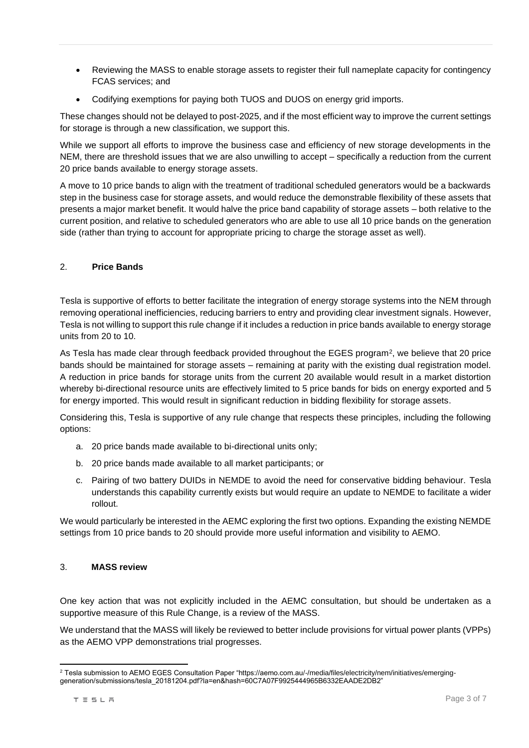- Reviewing the MASS to enable storage assets to register their full nameplate capacity for contingency FCAS services; and
- Codifying exemptions for paying both TUOS and DUOS on energy grid imports.

These changes should not be delayed to post-2025, and if the most efficient way to improve the current settings for storage is through a new classification, we support this.

While we support all efforts to improve the business case and efficiency of new storage developments in the NEM, there are threshold issues that we are also unwilling to accept – specifically a reduction from the current 20 price bands available to energy storage assets.

A move to 10 price bands to align with the treatment of traditional scheduled generators would be a backwards step in the business case for storage assets, and would reduce the demonstrable flexibility of these assets that presents a major market benefit. It would halve the price band capability of storage assets – both relative to the current position, and relative to scheduled generators who are able to use all 10 price bands on the generation side (rather than trying to account for appropriate pricing to charge the storage asset as well).

## 2. **Price Bands**

Tesla is supportive of efforts to better facilitate the integration of energy storage systems into the NEM through removing operational inefficiencies, reducing barriers to entry and providing clear investment signals. However, Tesla is not willing to support this rule change if it includes a reduction in price bands available to energy storage units from 20 to 10.

As Tesla has made clear through feedback provided throughout the EGES program[2], we believe that 20 price bands should be maintained for storage assets – remaining at parity with the existing dual registration model. A reduction in price bands for storage units from the current 20 available would result in a market distortion whereby bi-directional resource units are effectively limited to 5 price bands for bids on energy exported and 5 for energy imported. This would result in significant reduction in bidding flexibility for storage assets.

Considering this, Tesla is supportive of any rule change that respects these principles, including the following options:

a. 20 price bands made available to bi-directional units only;

b. 20 price bands made available to all market participants; or

c. Pairing of two battery DUIDs in NEMDE to avoid the need for conservative bidding behaviour. Tesla understands this capability currently exists but would require an update to NEMDE to facilitate a wider rollout.

We would particularly be interested in the AEMC exploring the first two options. Expanding the existing NEMDE settings from 10 price bands to 20 should provide more useful information and visibility to AEMO.

## 3. **MASS review**

One key action that was not explicitly included in the AEMC consultation, but should be undertaken as a supportive measure of this Rule Change, is a review of the MASS.

We understand that the MASS will likely be reviewed to better include provisions for virtual power plants (VPPs) as the AEMO VPP demonstrations trial progresses.

---

[2] Tesla submission to AEMO EGES Consultation Paper "https://aemo.com.au/-/media/files/electricity/nem/initiatives/emerging-generation/submissions/tesla_20181204.pdf?la=en&hash=60C7A07F9925444965B6332EAADE2DB2"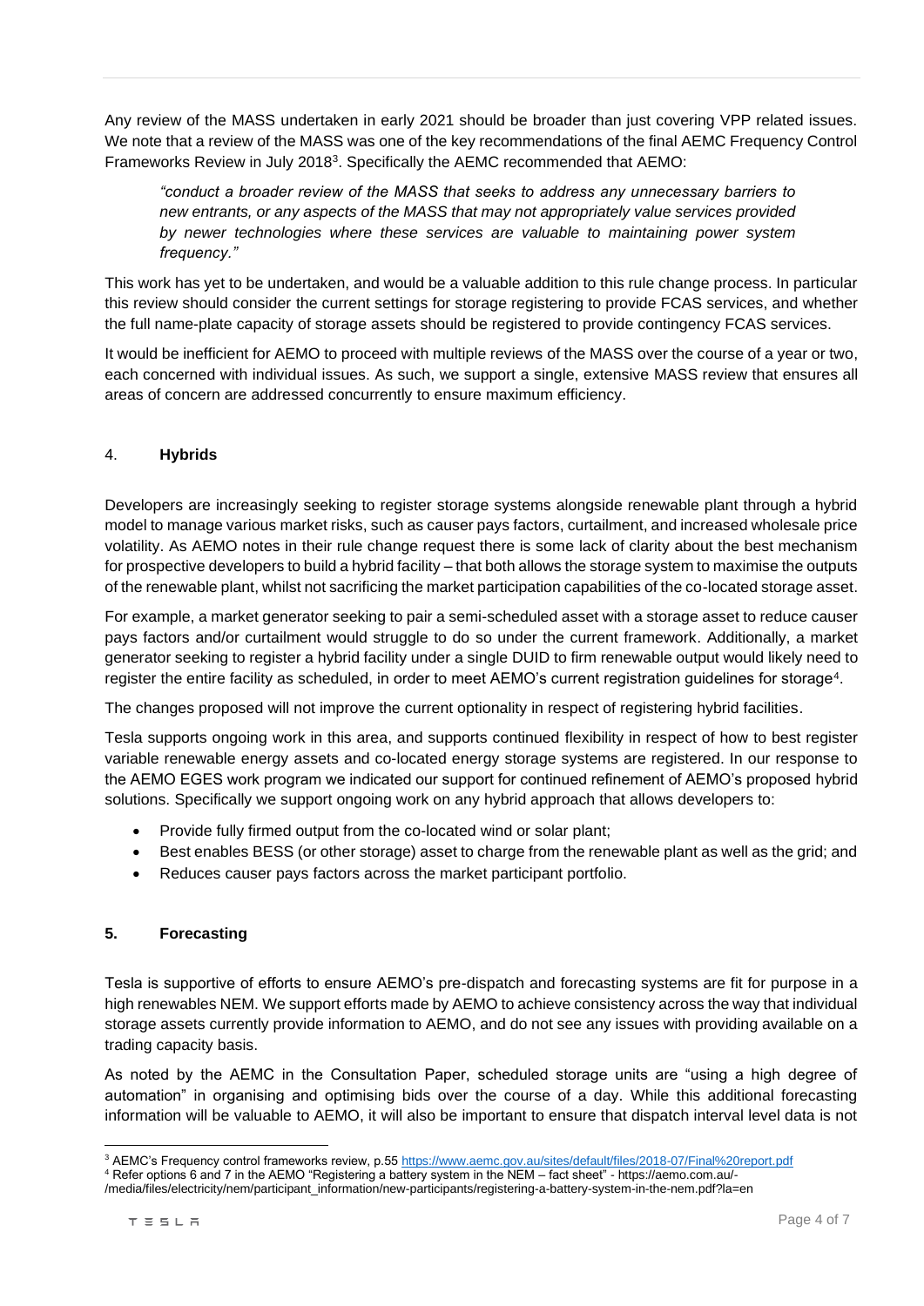Any review of the MASS undertaken in early 2021 should be broader than just covering VPP related issues. We note that a review of the MASS was one of the key recommendations of the final AEMC Frequency Control Frameworks Review in July 2018[3]. Specifically the AEMC recommended that AEMO:

> *"conduct a broader review of the MASS that seeks to address any unnecessary barriers to new entrants, or any aspects of the MASS that may not appropriately value services provided by newer technologies where these services are valuable to maintaining power system frequency."*

This work has yet to be undertaken, and would be a valuable addition to this rule change process. In particular this review should consider the current settings for storage registering to provide FCAS services, and whether the full name-plate capacity of storage assets should be registered to provide contingency FCAS services.

It would be inefficient for AEMO to proceed with multiple reviews of the MASS over the course of a year or two, each concerned with individual issues. As such, we support a single, extensive MASS review that ensures all areas of concern are addressed concurrently to ensure maximum efficiency.

## 4. **Hybrids**

Developers are increasingly seeking to register storage systems alongside renewable plant through a hybrid model to manage various market risks, such as causer pays factors, curtailment, and increased wholesale price volatility. As AEMO notes in their rule change request there is some lack of clarity about the best mechanism for prospective developers to build a hybrid facility – that both allows the storage system to maximise the outputs of the renewable plant, whilst not sacrificing the market participation capabilities of the co-located storage asset.

For example, a market generator seeking to pair a semi-scheduled asset with a storage asset to reduce causer pays factors and/or curtailment would struggle to do so under the current framework. Additionally, a market generator seeking to register a hybrid facility under a single DUID to firm renewable output would likely need to register the entire facility as scheduled, in order to meet AEMO's current registration guidelines for storage[4].

The changes proposed will not improve the current optionality in respect of registering hybrid facilities.

Tesla supports ongoing work in this area, and supports continued flexibility in respect of how to best register variable renewable energy assets and co-located energy storage systems are registered. In our response to the AEMO EGES work program we indicated our support for continued refinement of AEMO's proposed hybrid solutions. Specifically we support ongoing work on any hybrid approach that allows developers to:

- Provide fully firmed output from the co-located wind or solar plant;
- Best enables BESS (or other storage) asset to charge from the renewable plant as well as the grid; and
- Reduces causer pays factors across the market participant portfolio.

## 5. **Forecasting**

Tesla is supportive of efforts to ensure AEMO's pre-dispatch and forecasting systems are fit for purpose in a high renewables NEM. We support efforts made by AEMO to achieve consistency across the way that individual storage assets currently provide information to AEMO, and do not see any issues with providing available on a trading capacity basis.

As noted by the AEMC in the Consultation Paper, scheduled storage units are "using a high degree of automation" in organising and optimising bids over the course of a day. While this additional forecasting information will be valuable to AEMO, it will also be important to ensure that dispatch interval level data is not

---

[3] AEMC's Frequency control frameworks review, p.55 https://www.aemc.gov.au/sites/default/files/2018-07/Final%20report.pdf

[4] Refer options 6 and 7 in the AEMO "Registering a battery system in the NEM – fact sheet" - https://aemo.com.au/-/media/files/electricity/nem/participant_information/new-participants/registering-a-battery-system-in-the-nem.pdf?la=en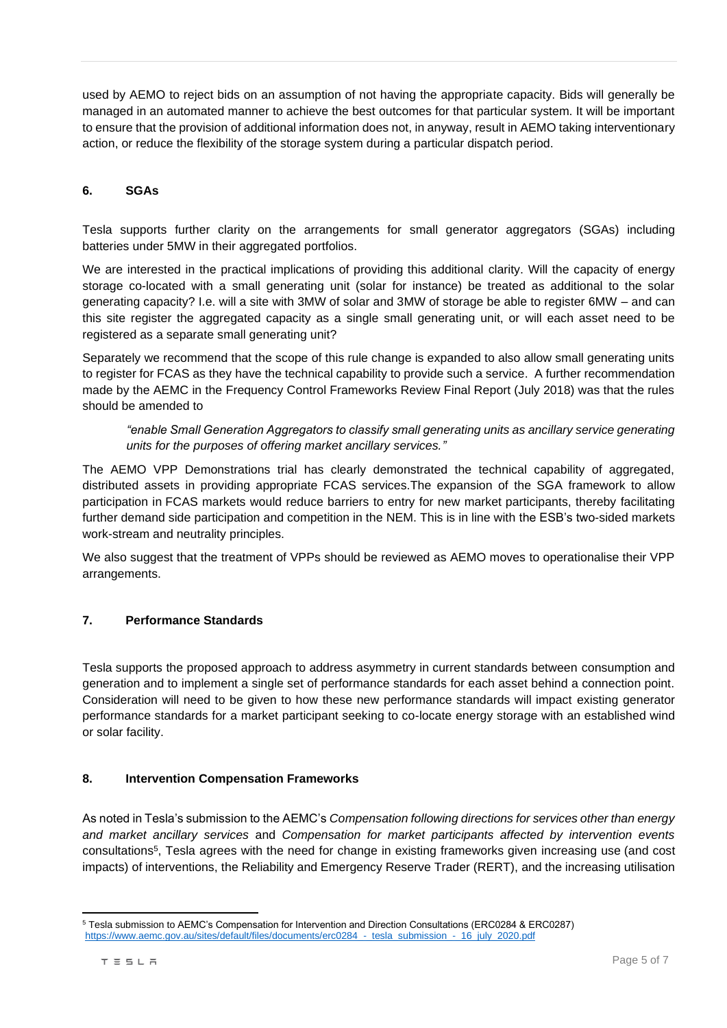used by AEMO to reject bids on an assumption of not having the appropriate capacity. Bids will generally be managed in an automated manner to achieve the best outcomes for that particular system. It will be important to ensure that the provision of additional information does not, in anyway, result in AEMO taking interventionary action, or reduce the flexibility of the storage system during a particular dispatch period.

## 6. SGAs

Tesla supports further clarity on the arrangements for small generator aggregators (SGAs) including batteries under 5MW in their aggregated portfolios.

We are interested in the practical implications of providing this additional clarity. Will the capacity of energy storage co-located with a small generating unit (solar for instance) be treated as additional to the solar generating capacity? I.e. will a site with 3MW of solar and 3MW of storage be able to register 6MW – and can this site register the aggregated capacity as a single small generating unit, or will each asset need to be registered as a separate small generating unit?

Separately we recommend that the scope of this rule change is expanded to also allow small generating units to register for FCAS as they have the technical capability to provide such a service. A further recommendation made by the AEMC in the Frequency Control Frameworks Review Final Report (July 2018) was that the rules should be amended to

> *"enable Small Generation Aggregators to classify small generating units as ancillary service generating units for the purposes of offering market ancillary services."*

The AEMO VPP Demonstrations trial has clearly demonstrated the technical capability of aggregated, distributed assets in providing appropriate FCAS services.The expansion of the SGA framework to allow participation in FCAS markets would reduce barriers to entry for new market participants, thereby facilitating further demand side participation and competition in the NEM. This is in line with the ESB's two-sided markets work-stream and neutrality principles.

We also suggest that the treatment of VPPs should be reviewed as AEMO moves to operationalise their VPP arrangements.

## 7. Performance Standards

Tesla supports the proposed approach to address asymmetry in current standards between consumption and generation and to implement a single set of performance standards for each asset behind a connection point. Consideration will need to be given to how these new performance standards will impact existing generator performance standards for a market participant seeking to co-locate energy storage with an established wind or solar facility.

## 8. Intervention Compensation Frameworks

As noted in Tesla's submission to the AEMC's *Compensation following directions for services other than energy and market ancillary services* and *Compensation for market participants affected by intervention events* consultations[5], Tesla agrees with the need for change in existing frameworks given increasing use (and cost impacts) of interventions, the Reliability and Emergency Reserve Trader (RERT), and the increasing utilisation

---

[5] Tesla submission to AEMC's Compensation for Intervention and Direction Consultations (ERC0284 & ERC0287) https://www.aemc.gov.au/sites/default/files/documents/erc0284_-_tesla_submission_-_16_july_2020.pdf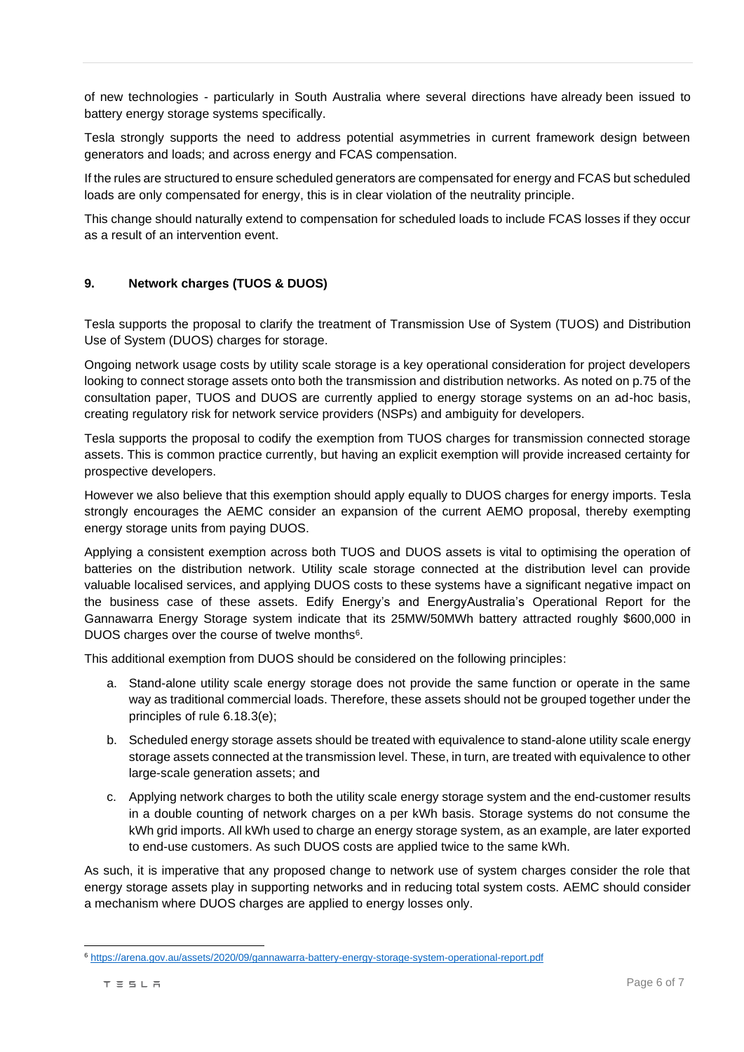of new technologies - particularly in South Australia where several directions have already been issued to battery energy storage systems specifically.

Tesla strongly supports the need to address potential asymmetries in current framework design between generators and loads; and across energy and FCAS compensation.

If the rules are structured to ensure scheduled generators are compensated for energy and FCAS but scheduled loads are only compensated for energy, this is in clear violation of the neutrality principle.

This change should naturally extend to compensation for scheduled loads to include FCAS losses if they occur as a result of an intervention event.

## 9. Network charges (TUOS & DUOS)

Tesla supports the proposal to clarify the treatment of Transmission Use of System (TUOS) and Distribution Use of System (DUOS) charges for storage.

Ongoing network usage costs by utility scale storage is a key operational consideration for project developers looking to connect storage assets onto both the transmission and distribution networks. As noted on p.75 of the consultation paper, TUOS and DUOS are currently applied to energy storage systems on an ad-hoc basis, creating regulatory risk for network service providers (NSPs) and ambiguity for developers.

Tesla supports the proposal to codify the exemption from TUOS charges for transmission connected storage assets. This is common practice currently, but having an explicit exemption will provide increased certainty for prospective developers.

However we also believe that this exemption should apply equally to DUOS charges for energy imports. Tesla strongly encourages the AEMC consider an expansion of the current AEMO proposal, thereby exempting energy storage units from paying DUOS.

Applying a consistent exemption across both TUOS and DUOS assets is vital to optimising the operation of batteries on the distribution network. Utility scale storage connected at the distribution level can provide valuable localised services, and applying DUOS costs to these systems have a significant negative impact on the business case of these assets. Edify Energy's and EnergyAustralia's Operational Report for the Gannawarra Energy Storage system indicate that its 25MW/50MWh battery attracted roughly $600,000 in DUOS charges over the course of twelve months[6].

This additional exemption from DUOS should be considered on the following principles:

a. Stand-alone utility scale energy storage does not provide the same function or operate in the same way as traditional commercial loads. Therefore, these assets should not be grouped together under the principles of rule 6.18.3(e);

b. Scheduled energy storage assets should be treated with equivalence to stand-alone utility scale energy storage assets connected at the transmission level. These, in turn, are treated with equivalence to other large-scale generation assets; and

c. Applying network charges to both the utility scale energy storage system and the end-customer results in a double counting of network charges on a per kWh basis. Storage systems do not consume the kWh grid imports. All kWh used to charge an energy storage system, as an example, are later exported to end-use customers. As such DUOS costs are applied twice to the same kWh.

As such, it is imperative that any proposed change to network use of system charges consider the role that energy storage assets play in supporting networks and in reducing total system costs. AEMC should consider a mechanism where DUOS charges are applied to energy losses only.

[6] https://arena.gov.au/assets/2020/09/gannawarra-battery-energy-storage-system-operational-report.pdf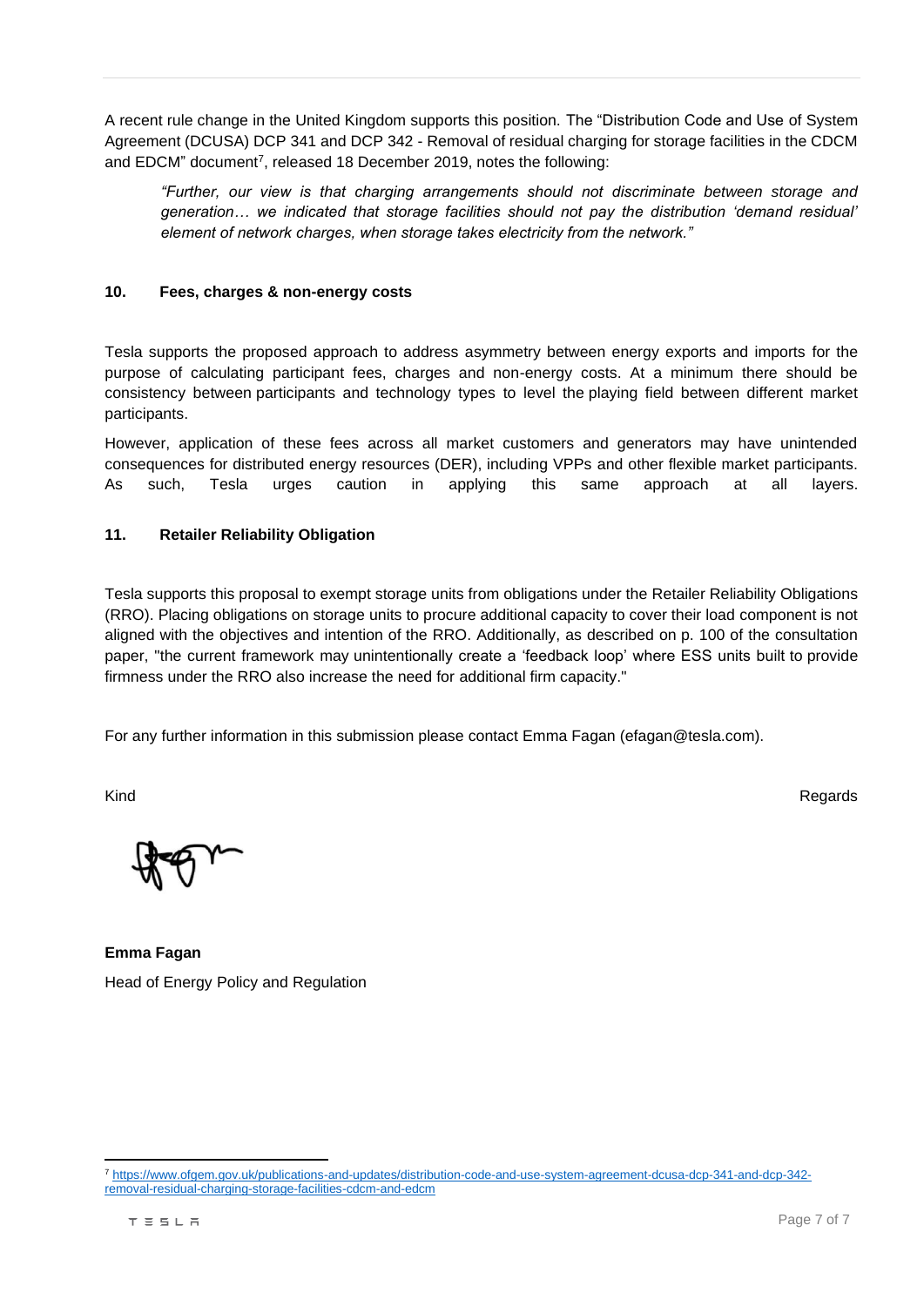A recent rule change in the United Kingdom supports this position. The "Distribution Code and Use of System Agreement (DCUSA) DCP 341 and DCP 342 - Removal of residual charging for storage facilities in the CDCM and EDCM" document[7], released 18 December 2019, notes the following:

> *"Further, our view is that charging arrangements should not discriminate between storage and generation… we indicated that storage facilities should not pay the distribution 'demand residual' element of network charges, when storage takes electricity from the network."*

## 10. Fees, charges & non-energy costs

Tesla supports the proposed approach to address asymmetry between energy exports and imports for the purpose of calculating participant fees, charges and non-energy costs. At a minimum there should be consistency between participants and technology types to level the playing field between different market participants.

However, application of these fees across all market customers and generators may have unintended consequences for distributed energy resources (DER), including VPPs and other flexible market participants. As such, Tesla urges caution in applying this same approach at all layers.

## 11. Retailer Reliability Obligation

Tesla supports this proposal to exempt storage units from obligations under the Retailer Reliability Obligations (RRO). Placing obligations on storage units to procure additional capacity to cover their load component is not aligned with the objectives and intention of the RRO. Additionally, as described on p. 100 of the consultation paper, "the current framework may unintentionally create a 'feedback loop' where ESS units built to provide firmness under the RRO also increase the need for additional firm capacity."

For any further information in this submission please contact Emma Fagan (efagan@tesla.com).

Kind Regards

**Emma Fagan**

Head of Energy Policy and Regulation

[7] https://www.ofgem.gov.uk/publications-and-updates/distribution-code-and-use-system-agreement-dcusa-dcp-341-and-dcp-342-removal-residual-charging-storage-facilities-cdcm-and-edcm